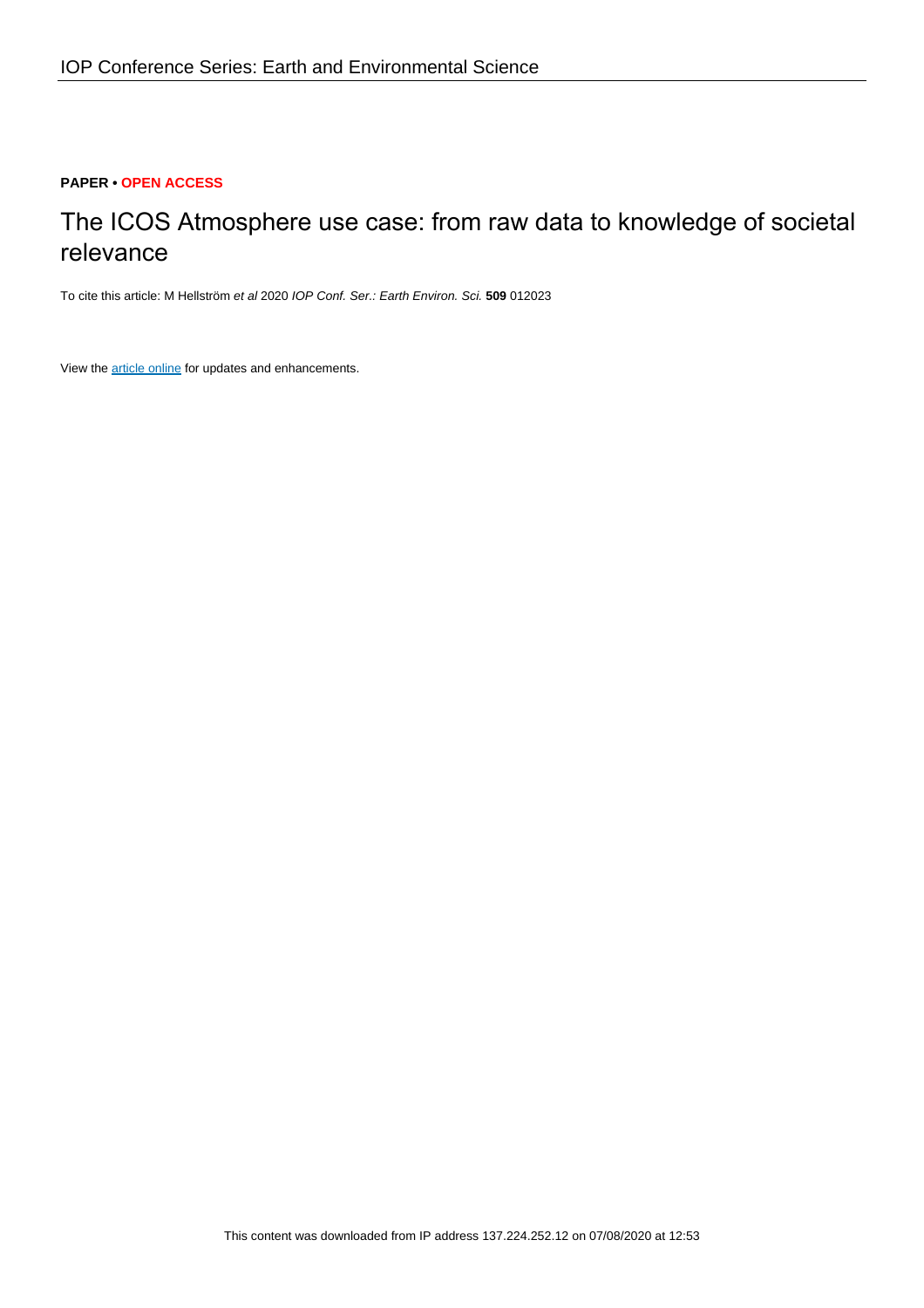**PAPER • OPEN ACCESS**

# The ICOS Atmosphere use case: from raw data to knowledge of societal relevance

To cite this article: M Hellström *et al* 2020 *IOP Conf. Ser.: Earth Environ. Sci.* **509** 012023

View the article online for updates and enhancements.

This content was downloaded from IP address 137.224.252.12 on 07/08/2020 at 12:53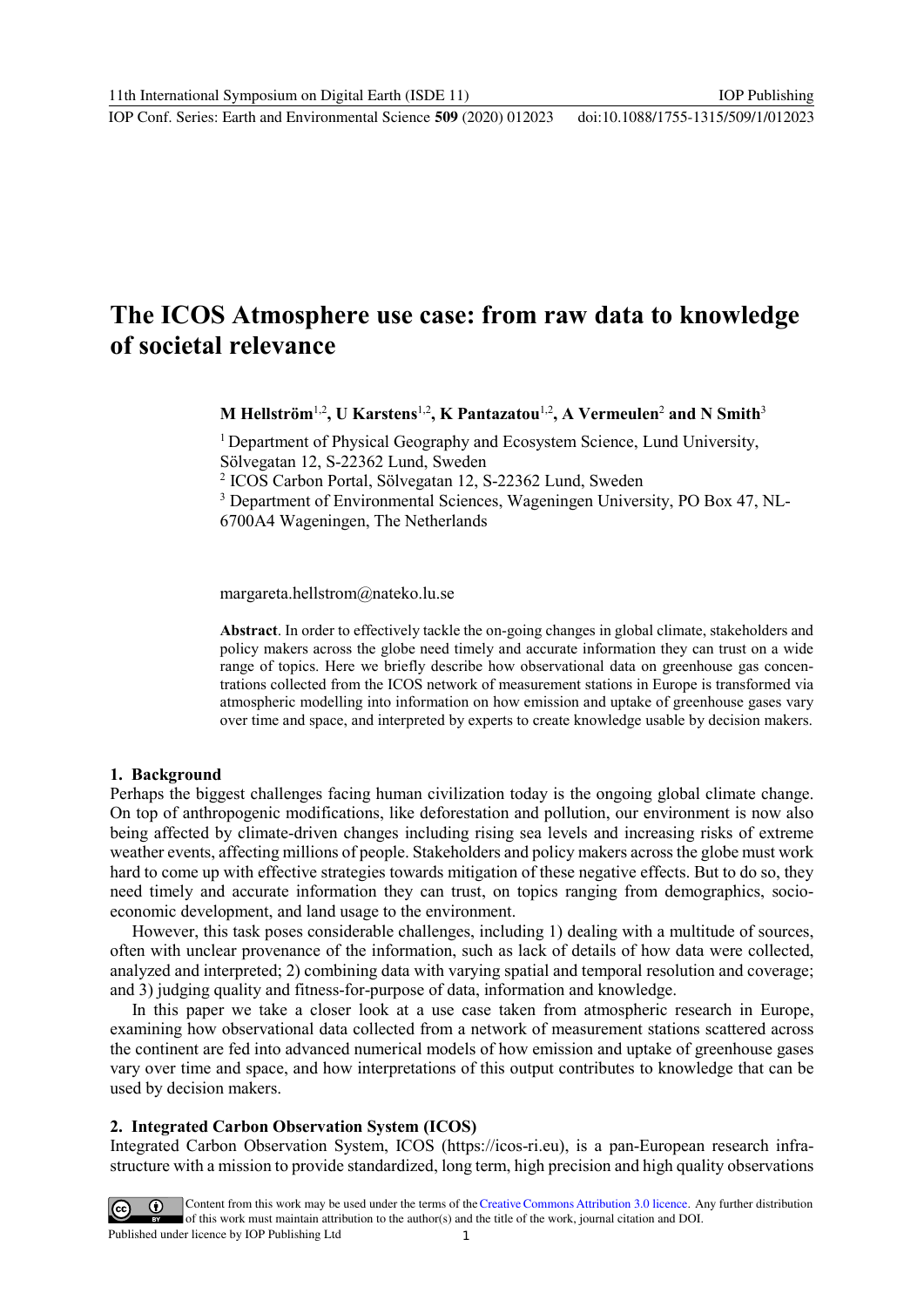# The ICOS Atmosphere use case: from raw data to knowledge of societal relevance

**M Hellström[1,2], U Karstens[1,2], K Pantazatou[1,2], A Vermeulen[2] and N Smith[3]**

[1] Department of Physical Geography and Ecosystem Science, Lund University, Sölvegatan 12, S-22362 Lund, Sweden

[2] ICOS Carbon Portal, Sölvegatan 12, S-22362 Lund, Sweden

[3] Department of Environmental Sciences, Wageningen University, PO Box 47, NL-6700A4 Wageningen, The Netherlands

margareta.hellstrom@nateko.lu.se

**Abstract**. In order to effectively tackle the on-going changes in global climate, stakeholders and policy makers across the globe need timely and accurate information they can trust on a wide range of topics. Here we briefly describe how observational data on greenhouse gas concentrations collected from the ICOS network of measurement stations in Europe is transformed via atmospheric modelling into information on how emission and uptake of greenhouse gases vary over time and space, and interpreted by experts to create knowledge usable by decision makers.

## 1. Background

Perhaps the biggest challenges facing human civilization today is the ongoing global climate change. On top of anthropogenic modifications, like deforestation and pollution, our environment is now also being affected by climate-driven changes including rising sea levels and increasing risks of extreme weather events, affecting millions of people. Stakeholders and policy makers across the globe must work hard to come up with effective strategies towards mitigation of these negative effects. But to do so, they need timely and accurate information they can trust, on topics ranging from demographics, socio-economic development, and land usage to the environment.

However, this task poses considerable challenges, including 1) dealing with a multitude of sources, often with unclear provenance of the information, such as lack of details of how data were collected, analyzed and interpreted; 2) combining data with varying spatial and temporal resolution and coverage; and 3) judging quality and fitness-for-purpose of data, information and knowledge.

In this paper we take a closer look at a use case taken from atmospheric research in Europe, examining how observational data collected from a network of measurement stations scattered across the continent are fed into advanced numerical models of how emission and uptake of greenhouse gases vary over time and space, and how interpretations of this output contributes to knowledge that can be used by decision makers.

## 2. Integrated Carbon Observation System (ICOS)

Integrated Carbon Observation System, ICOS (https://icos-ri.eu), is a pan-European research infrastructure with a mission to provide standardized, long term, high precision and high quality observations

Content from this work may be used under the terms of the Creative Commons Attribution 3.0 licence. Any further distribution of this work must maintain attribution to the author(s) and the title of the work, journal citation and DOI.
Published under licence by IOP Publishing Ltd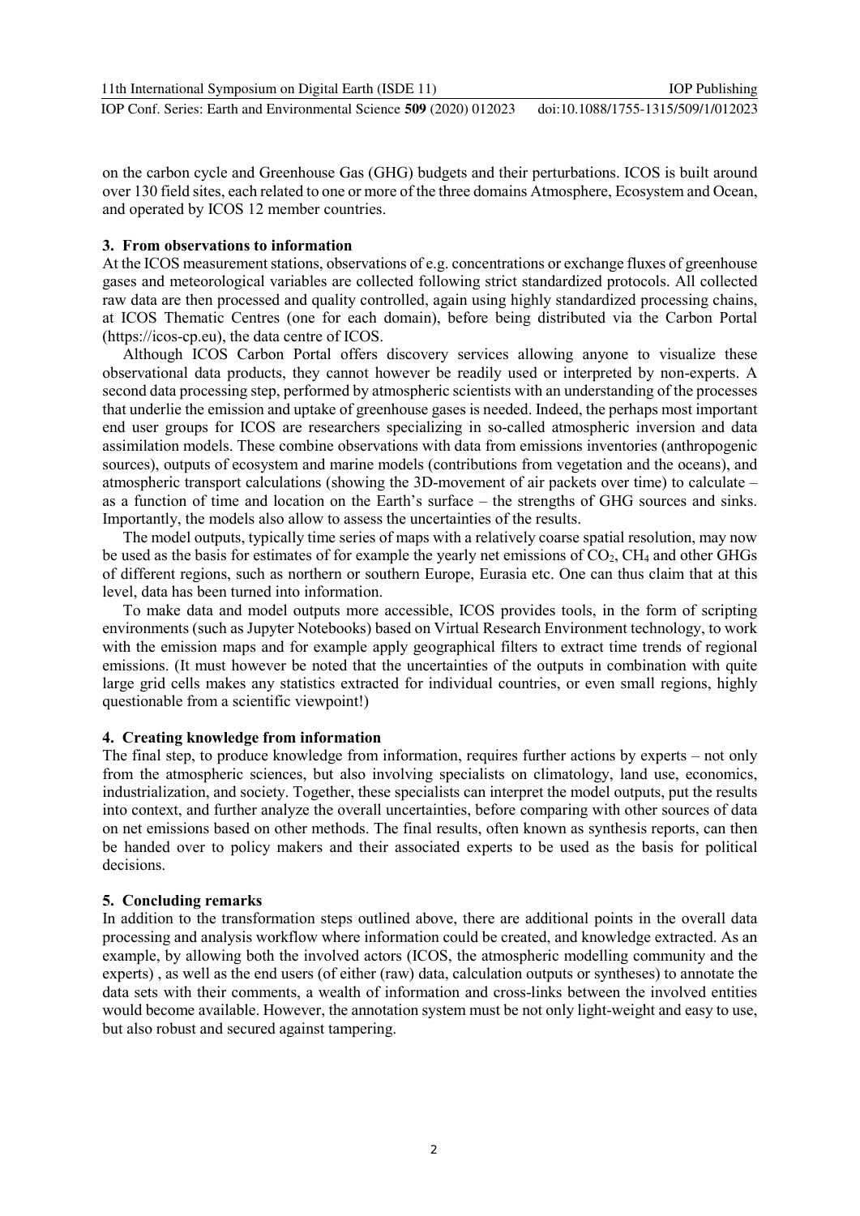on the carbon cycle and Greenhouse Gas (GHG) budgets and their perturbations. ICOS is built around over 130 field sites, each related to one or more of the three domains Atmosphere, Ecosystem and Ocean, and operated by ICOS 12 member countries.

## 3. From observations to information

At the ICOS measurement stations, observations of e.g. concentrations or exchange fluxes of greenhouse gases and meteorological variables are collected following strict standardized protocols. All collected raw data are then processed and quality controlled, again using highly standardized processing chains, at ICOS Thematic Centres (one for each domain), before being distributed via the Carbon Portal (https://icos-cp.eu), the data centre of ICOS.

Although ICOS Carbon Portal offers discovery services allowing anyone to visualize these observational data products, they cannot however be readily used or interpreted by non-experts. A second data processing step, performed by atmospheric scientists with an understanding of the processes that underlie the emission and uptake of greenhouse gases is needed. Indeed, the perhaps most important end user groups for ICOS are researchers specializing in so-called atmospheric inversion and data assimilation models. These combine observations with data from emissions inventories (anthropogenic sources), outputs of ecosystem and marine models (contributions from vegetation and the oceans), and atmospheric transport calculations (showing the 3D-movement of air packets over time) to calculate – as a function of time and location on the Earth's surface – the strengths of GHG sources and sinks. Importantly, the models also allow to assess the uncertainties of the results.

The model outputs, typically time series of maps with a relatively coarse spatial resolution, may now be used as the basis for estimates of for example the yearly net emissions of $CO_2$, $CH_4$ and other GHGs of different regions, such as northern or southern Europe, Eurasia etc. One can thus claim that at this level, data has been turned into information.

To make data and model outputs more accessible, ICOS provides tools, in the form of scripting environments (such as Jupyter Notebooks) based on Virtual Research Environment technology, to work with the emission maps and for example apply geographical filters to extract time trends of regional emissions. (It must however be noted that the uncertainties of the outputs in combination with quite large grid cells makes any statistics extracted for individual countries, or even small regions, highly questionable from a scientific viewpoint!)

## 4. Creating knowledge from information

The final step, to produce knowledge from information, requires further actions by experts – not only from the atmospheric sciences, but also involving specialists on climatology, land use, economics, industrialization, and society. Together, these specialists can interpret the model outputs, put the results into context, and further analyze the overall uncertainties, before comparing with other sources of data on net emissions based on other methods. The final results, often known as synthesis reports, can then be handed over to policy makers and their associated experts to be used as the basis for political decisions.

## 5. Concluding remarks

In addition to the transformation steps outlined above, there are additional points in the overall data processing and analysis workflow where information could be created, and knowledge extracted. As an example, by allowing both the involved actors (ICOS, the atmospheric modelling community and the experts) , as well as the end users (of either (raw) data, calculation outputs or syntheses) to annotate the data sets with their comments, a wealth of information and cross-links between the involved entities would become available. However, the annotation system must be not only light-weight and easy to use, but also robust and secured against tampering.